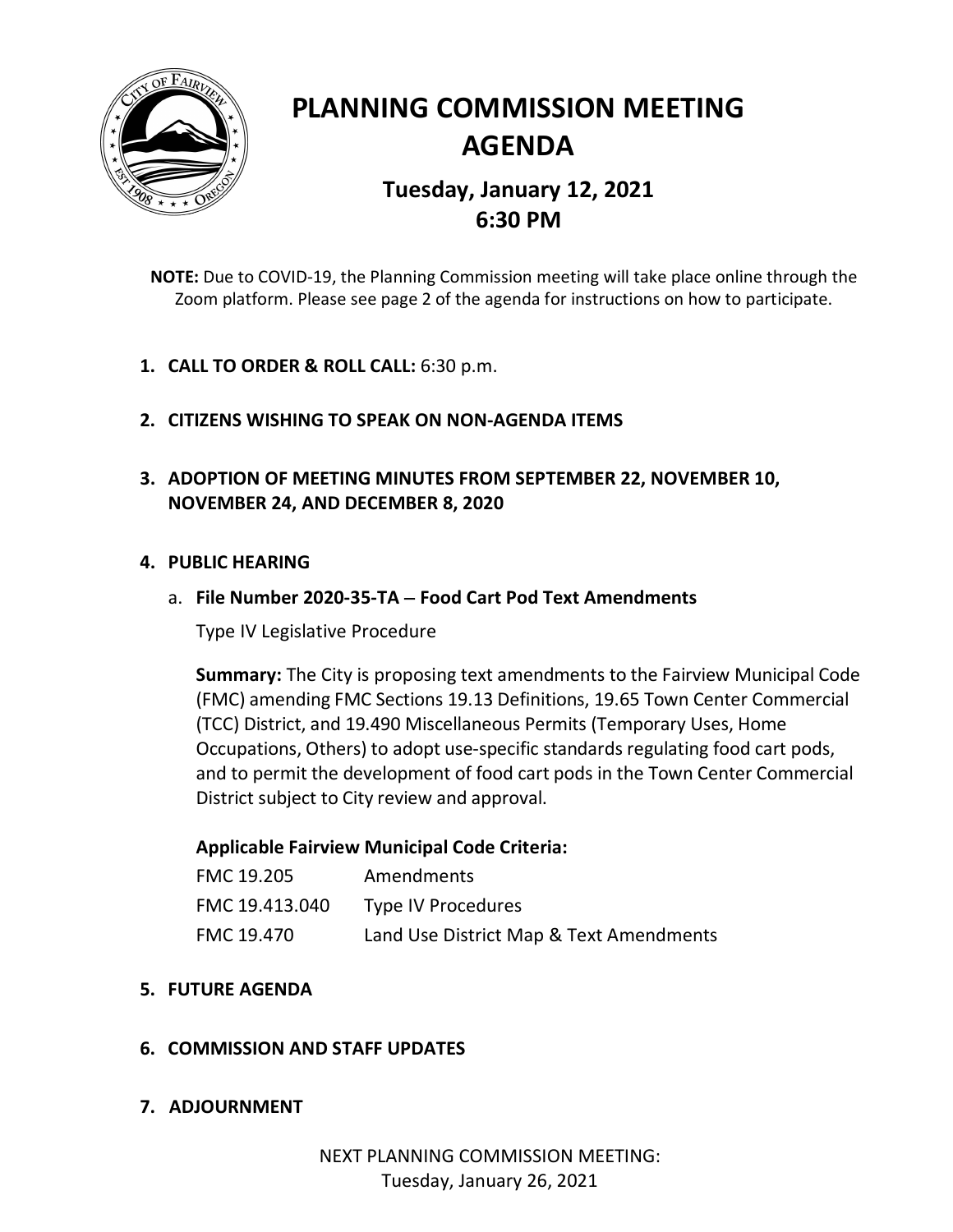# PLANNING COMMISSION MEETING AGENDA

## Tuesday, January 12, 2021
## 6:30 PM

**NOTE:** Due to COVID-19, the Planning Commission meeting will take place online through the Zoom platform. Please see page 2 of the agenda for instructions on how to participate.

1. **CALL TO ORDER & ROLL CALL:** 6:30 p.m.

2. **CITIZENS WISHING TO SPEAK ON NON-AGENDA ITEMS**

3. **ADOPTION OF MEETING MINUTES FROM SEPTEMBER 22, NOVEMBER 10, NOVEMBER 24, AND DECEMBER 8, 2020**

4. **PUBLIC HEARING**

   a. **File Number 2020-35-TA – Food Cart Pod Text Amendments**

      Type IV Legislative Procedure

      **Summary:** The City is proposing text amendments to the Fairview Municipal Code (FMC) amending FMC Sections 19.13 Definitions, 19.65 Town Center Commercial (TCC) District, and 19.490 Miscellaneous Permits (Temporary Uses, Home Occupations, Others) to adopt use-specific standards regulating food cart pods, and to permit the development of food cart pods in the Town Center Commercial District subject to City review and approval.

      **Applicable Fairview Municipal Code Criteria:**

      | | |
      |---|---|
      | FMC 19.205 | Amendments |
      | FMC 19.413.040 | Type IV Procedures |
      | FMC 19.470 | Land Use District Map & Text Amendments |

5. **FUTURE AGENDA**

6. **COMMISSION AND STAFF UPDATES**

7. **ADJOURNMENT**

NEXT PLANNING COMMISSION MEETING:
Tuesday, January 26, 2021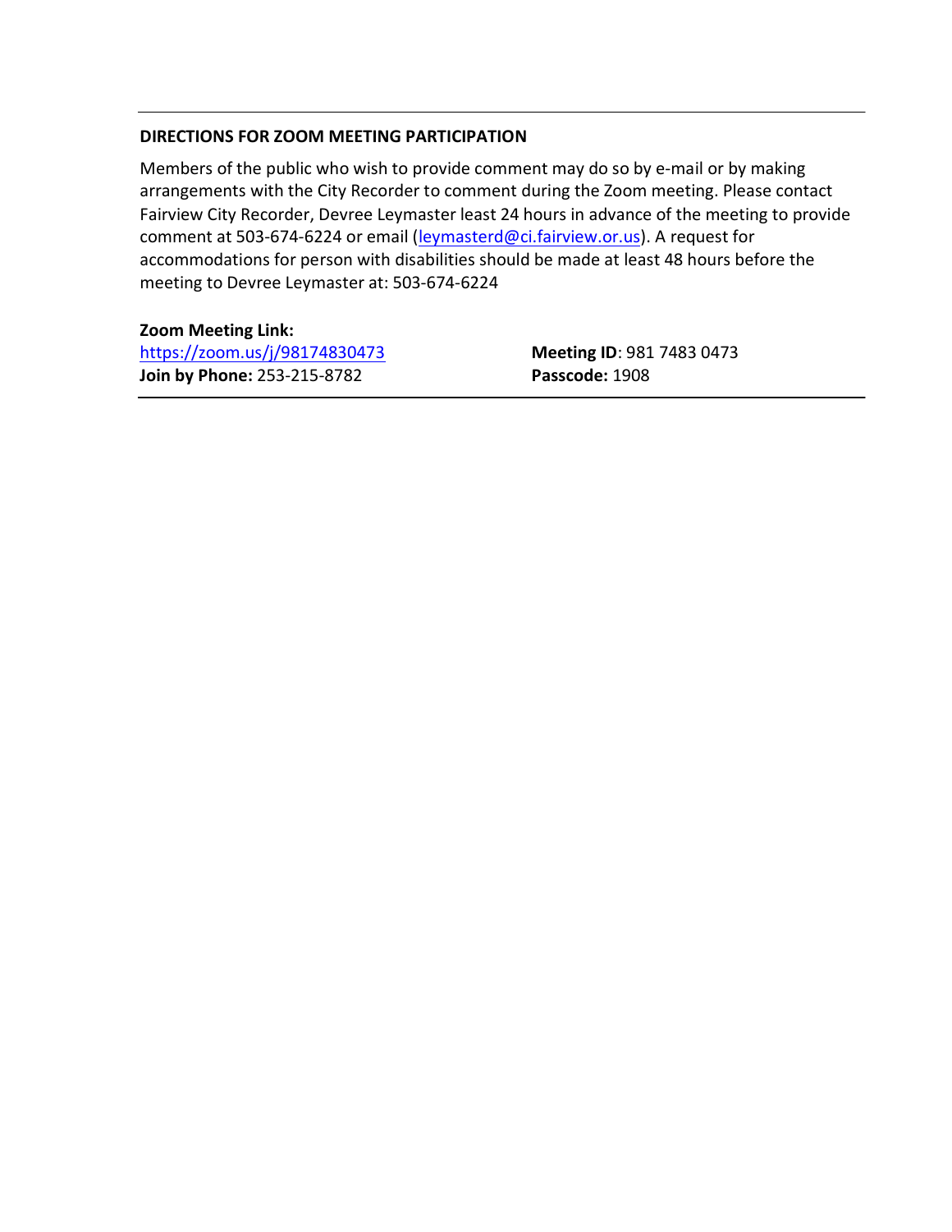**DIRECTIONS FOR ZOOM MEETING PARTICIPATION**

Members of the public who wish to provide comment may do so by e-mail or by making arrangements with the City Recorder to comment during the Zoom meeting. Please contact Fairview City Recorder, Devree Leymaster least 24 hours in advance of the meeting to provide comment at 503-674-6224 or email (leymasterd@ci.fairview.or.us). A request for accommodations for person with disabilities should be made at least 48 hours before the meeting to Devree Leymaster at: 503-674-6224

**Zoom Meeting Link:**
https://zoom.us/j/98174830473

**Join by Phone:** 253-215-8782

**Meeting ID**: 981 7483 0473

**Passcode:** 1908